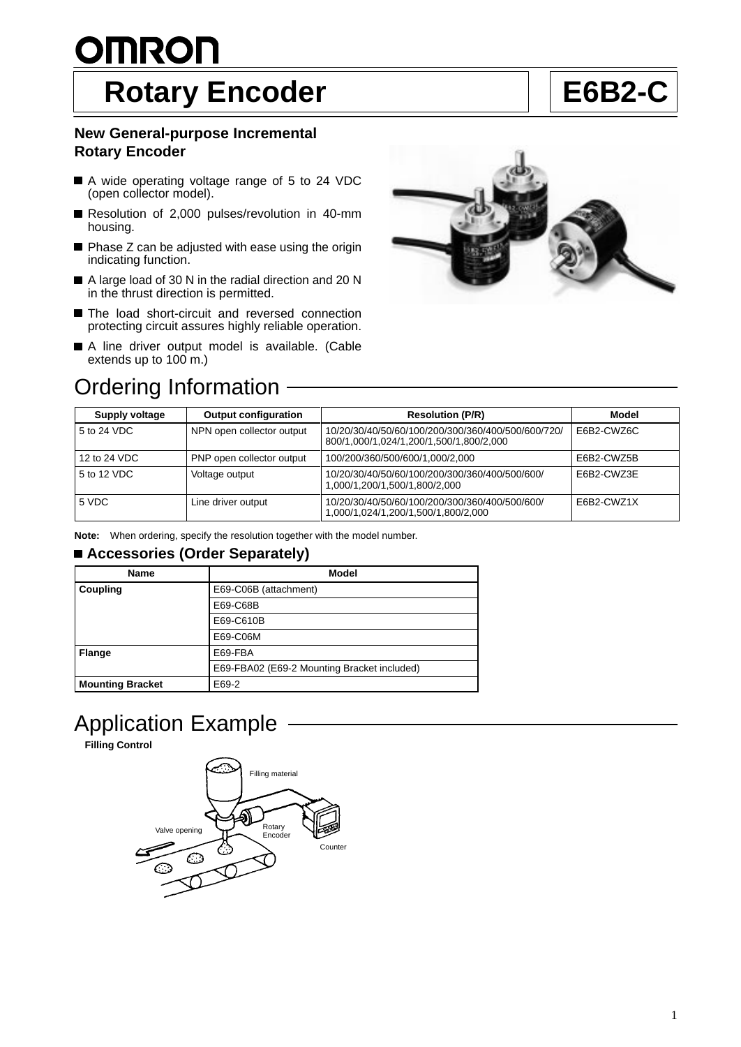# OMRON

# Rotary Encoder — E6B2-C

### New General-purpose Incremental Rotary Encoder

- A wide operating voltage range of 5 to 24 VDC (open collector model).
- Resolution of 2,000 pulses/revolution in 40-mm housing.
- Phase Z can be adjusted with ease using the origin indicating function.
- A large load of 30 N in the radial direction and 20 N in the thrust direction is permitted.
- The load short-circuit and reversed connection protecting circuit assures highly reliable operation.
- A line driver output model is available. (Cable extends up to 100 m.)

## Ordering Information

| Supply voltage | Output configuration | Resolution (P/R) | Model |
|---|---|---|---|
| 5 to 24 VDC | NPN open collector output | 10/20/30/40/50/60/100/200/300/360/400/500/600/720/800/1,000/1,024/1,200/1,500/1,800/2,000 | E6B2-CWZ6C |
| 12 to 24 VDC | PNP open collector output | 100/200/360/500/600/1,000/2,000 | E6B2-CWZ5B |
| 5 to 12 VDC | Voltage output | 10/20/30/40/50/60/100/200/300/360/400/500/600/1,000/1,200/1,500/1,800/2,000 | E6B2-CWZ3E |
| 5 VDC | Line driver output | 10/20/30/40/50/60/100/200/300/360/400/500/600/1,000/1,024/1,200/1,500/1,800/2,000 | E6B2-CWZ1X |

**Note:** When ordering, specify the resolution together with the model number.

### Accessories (Order Separately)

| Name | Model |
|---|---|
| **Coupling** | E69-C06B (attachment) |
| | E69-C68B |
| | E69-C610B |
| | E69-C06M |
| **Flange** | E69-FBA |
| | E69-FBA02 (E69-2 Mounting Bracket included) |
| **Mounting Bracket** | E69-2 |

## Application Example

**Filling Control**

Filling material

Valve opening

Rotary Encoder

Counter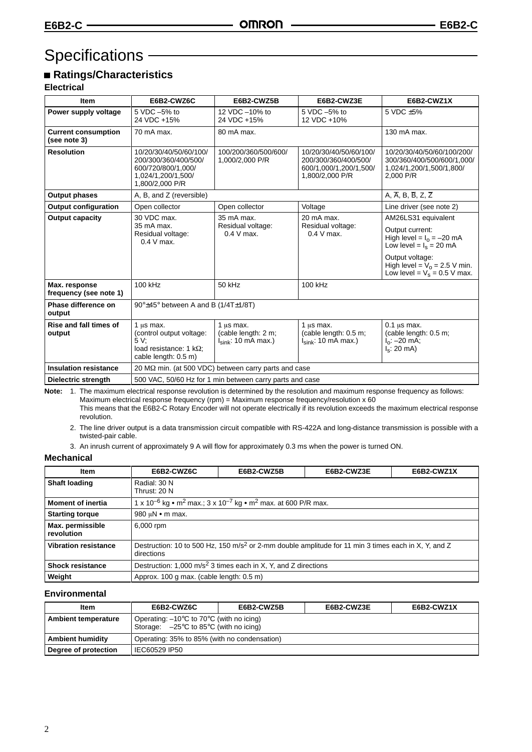# Specifications

## Ratings/Characteristics

### Electrical

| Item | E6B2-CWZ6C | E6B2-CWZ5B | E6B2-CWZ3E | E6B2-CWZ1X |
|---|---|---|---|---|
| **Power supply voltage** | 5 VDC –5% to 24 VDC +15% | 12 VDC –10% to 24 VDC +15% | 5 VDC –5% to 12 VDC +10% | 5 VDC ±5% |
| **Current consumption (see note 3)** | 70 mA max. | 80 mA max. | | 130 mA max. |
| **Resolution** | 10/20/30/40/50/60/100/200/300/360/400/500/600/720/800/1,000/1,024/1,200/1,500/1,800/2,000 P/R | 100/200/360/500/600/1,000/2,000 P/R | 10/20/30/40/50/60/100/200/300/360/400/500/600/1,000/1,200/1,500/1,800/2,000 P/R | 10/20/30/40/50/60/100/200/300/360/400/500/600/1,000/1,024/1,200/1,500/1,800/2,000 P/R |
| **Output phases** | A, B, and Z (reversible) | | | A, $\overline{A}$, B, $\overline{B}$, Z, $\overline{Z}$ |
| **Output configuration** | Open collector | Open collector | Voltage | Line driver (see note 2) |
| **Output capacity** | 30 VDC max. 35 mA max. Residual voltage: 0.4 V max. | 35 mA max. Residual voltage: 0.4 V max. | 20 mA max. Residual voltage: 0.4 V max. | AM26LS31 equivalent<br>Output current: High level = $I_o$ = –20 mA Low level = $I_s$ = 20 mA<br>Output voltage: High level = $V_o$ = 2.5 V min. Low level = $V_s$ = 0.5 V max. |
| **Max. response frequency (see note 1)** | 100 kHz | 50 kHz | 100 kHz | |
| **Phase difference on output** | 90°±45° between A and B (1/4T±1/8T) | | | |
| **Rise and fall times of output** | 1 μs max. (control output voltage: 5 V; load resistance: 1 kΩ; cable length: 0.5 m) | 1 μs max. (cable length: 2 m; $I_{sink}$: 10 mA max.) | 1 μs max. (cable length: 0.5 m; $I_{sink}$: 10 mA max.) | 0.1 μs max. (cable length: 0.5 m; $I_o$: –20 mA; $I_s$: 20 mA) |
| **Insulation resistance** | 20 MΩ min. (at 500 VDC) between carry parts and case | | | |
| **Dielectric strength** | 500 VAC, 50/60 Hz for 1 min between carry parts and case | | | |

**Note:**
1. The maximum electrical response revolution is determined by the resolution and maximum response frequency as follows:
   Maximum electrical response frequency (rpm) = Maximum response frequency/resolution x 60
   This means that the E6B2-C Rotary Encoder will not operate electrically if its revolution exceeds the maximum electrical response revolution.
2. The line driver output is a data transmission circuit compatible with RS-422A and long-distance transmission is possible with a twisted-pair cable.
3. An inrush current of approximately 9 A will flow for approximately 0.3 ms when the power is turned ON.

### Mechanical

| Item | E6B2-CWZ6C | E6B2-CWZ5B | E6B2-CWZ3E | E6B2-CWZ1X |
|---|---|---|---|---|
| **Shaft loading** | Radial: 30 N Thrust: 20 N | | | |
| **Moment of inertia** | $1 \times 10^{-6}$ kg • m$^2$ max.; $3 \times 10^{-7}$ kg • m$^2$ max. at 600 P/R max. | | | |
| **Starting torque** | 980 μN • m max. | | | |
| **Max. permissible revolution** | 6,000 rpm | | | |
| **Vibration resistance** | Destruction: 10 to 500 Hz, 150 m/s$^2$ or 2-mm double amplitude for 11 min 3 times each in X, Y, and Z directions | | | |
| **Shock resistance** | Destruction: 1,000 m/s$^2$ 3 times each in X, Y, and Z directions | | | |
| **Weight** | Approx. 100 g max. (cable length: 0.5 m) | | | |

### Environmental

| Item | E6B2-CWZ6C | E6B2-CWZ5B | E6B2-CWZ3E | E6B2-CWZ1X |
|---|---|---|---|---|
| **Ambient temperature** | Operating: –10°C to 70°C (with no icing) Storage: –25°C to 85°C (with no icing) | | | |
| **Ambient humidity** | Operating: 35% to 85% (with no condensation) | | | |
| **Degree of protection** | IEC60529 IP50 | | | |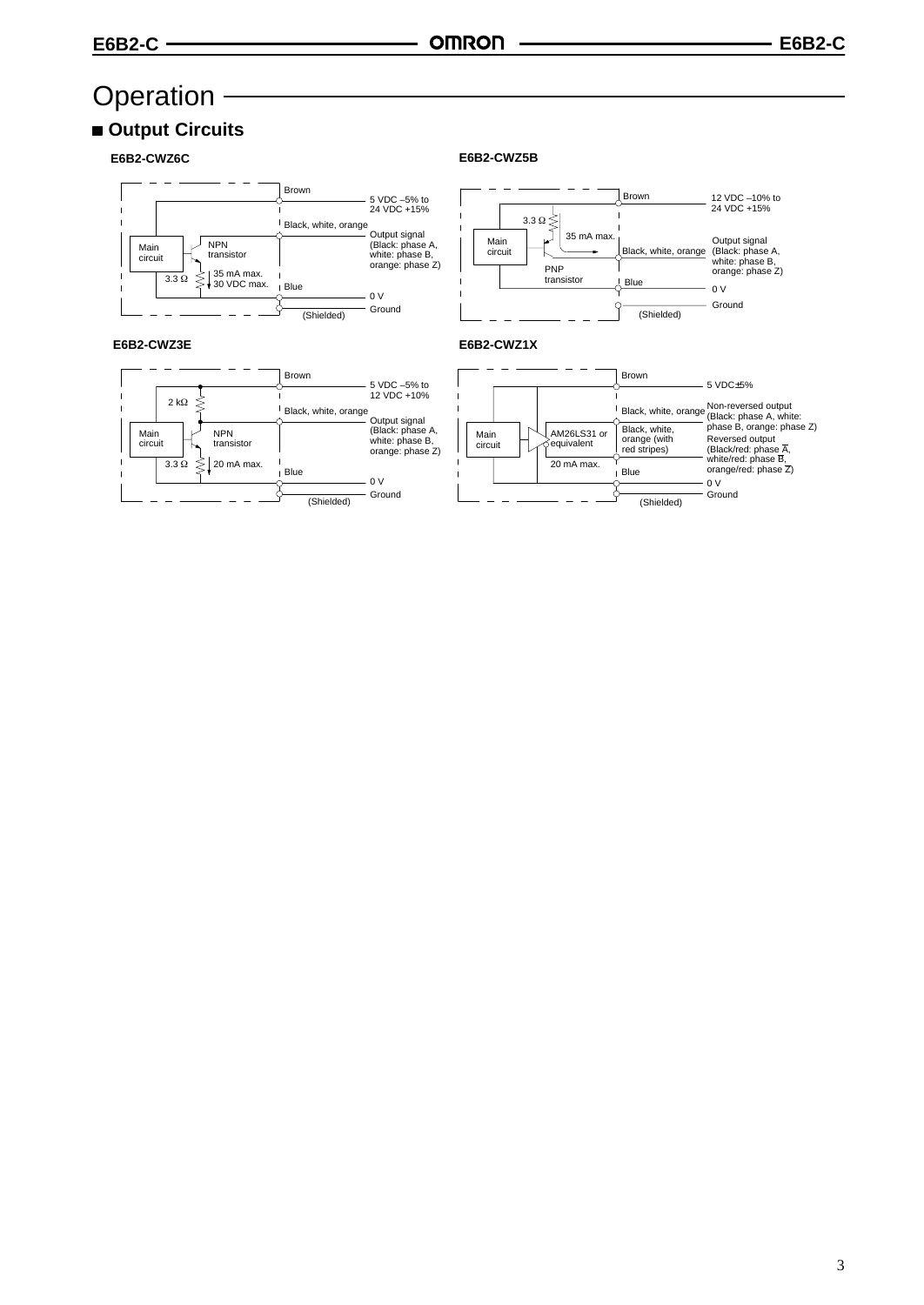# Operation

## Output Circuits

### E6B2-CWZ6C

Main circuit

NPN transistor

3.3 Ω

35 mA max.
30 VDC max.

Brown — 5 VDC –5% to 24 VDC +15%

Black, white, orange — Output signal (Black: phase A, white: phase B, orange: phase Z)

Blue — 0 V

(Shielded) — Ground

### E6B2-CWZ5B

Main circuit

3.3 Ω

35 mA max.

PNP transistor

Brown — 12 VDC –10% to 24 VDC +15%

Black, white, orange — Output signal (Black: phase A, white: phase B, orange: phase Z)

Blue — 0 V

(Shielded) — Ground

### E6B2-CWZ3E

Main circuit

2 kΩ

NPN transistor

3.3 Ω

20 mA max.

Brown — 5 VDC –5% to 12 VDC +10%

Black, white, orange — Output signal (Black: phase A, white: phase B, orange: phase Z)

Blue — 0 V

(Shielded) — Ground

### E6B2-CWZ1X

Main circuit

AM26LS31 or equivalent

20 mA max.

Brown — 5 VDC±5%

Black, white, orange — Non-reversed output (Black: phase A, white: phase B, orange: phase Z)

Black, white, orange (with red stripes) — Reversed output (Black/red: phase $\overline{A}$, white/red: phase $\overline{B}$, orange/red: phase $\overline{Z}$)

Blue — 0 V

(Shielded) — Ground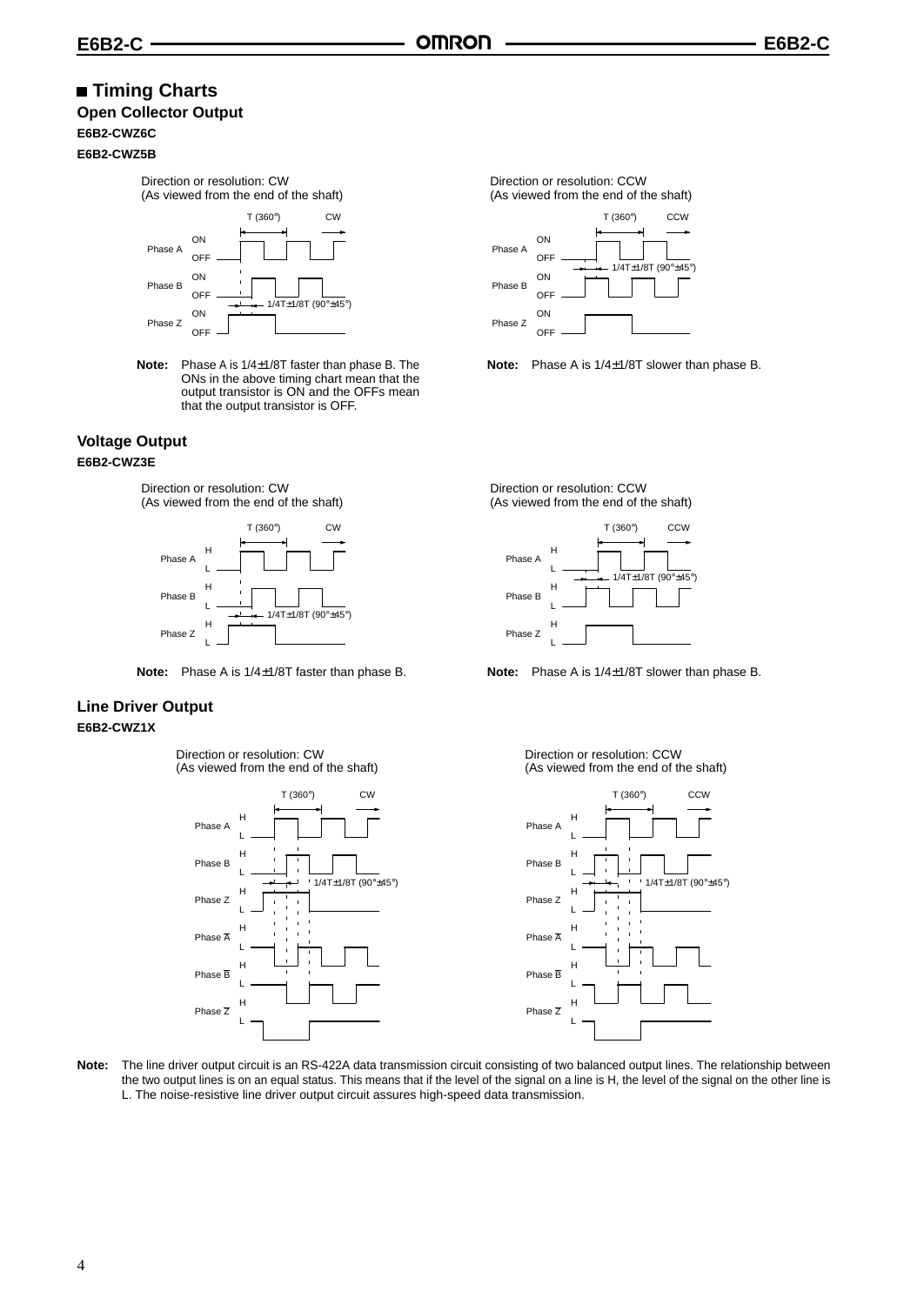## ■ Timing Charts

### Open Collector Output

**E6B2-CWZ6C**

**E6B2-CWZ5B**

Direction or resolution: CW
(As viewed from the end of the shaft)

T (360°) CW

Phase A ON OFF

Phase B ON OFF

1/4T±1/8T (90°±45°)

Phase Z ON OFF

**Note:** Phase A is 1/4±1/8T faster than phase B. The ONs in the above timing chart mean that the output transistor is ON and the OFFs mean that the output transistor is OFF.

Direction or resolution: CCW
(As viewed from the end of the shaft)

T (360°) CCW

Phase A ON OFF

1/4T±1/8T (90°±45°)

Phase B ON OFF

Phase Z ON OFF

**Note:** Phase A is 1/4±1/8T slower than phase B.

### Voltage Output

**E6B2-CWZ3E**

Direction or resolution: CW
(As viewed from the end of the shaft)

T (360°) CW

Phase A H L

Phase B H L

1/4T±1/8T (90°±45°)

Phase Z H L

**Note:** Phase A is 1/4±1/8T faster than phase B.

Direction or resolution: CCW
(As viewed from the end of the shaft)

T (360°) CCW

Phase A H L

1/4T±1/8T (90°±45°)

Phase B H L

Phase Z H L

**Note:** Phase A is 1/4±1/8T slower than phase B.

### Line Driver Output

**E6B2-CWZ1X**

Direction or resolution: CW
(As viewed from the end of the shaft)

T (360°) CW

Phase A H L

Phase B H L

1/4T±1/8T (90°±45°)

Phase Z H L

Phase $\overline{A}$ H L

Phase $\overline{B}$ H L

Phase $\overline{Z}$ H L

Direction or resolution: CCW
(As viewed from the end of the shaft)

T (360°) CCW

Phase A H L

Phase B H L

1/4T±1/8T (90°±45°)

Phase Z H L

Phase $\overline{A}$ H L

Phase $\overline{B}$ H L

Phase $\overline{Z}$ H L

**Note:** The line driver output circuit is an RS-422A data transmission circuit consisting of two balanced output lines. The relationship between the two output lines is on an equal status. This means that if the level of the signal on a line is H, the level of the signal on the other line is L. The noise-resistive line driver output circuit assures high-speed data transmission.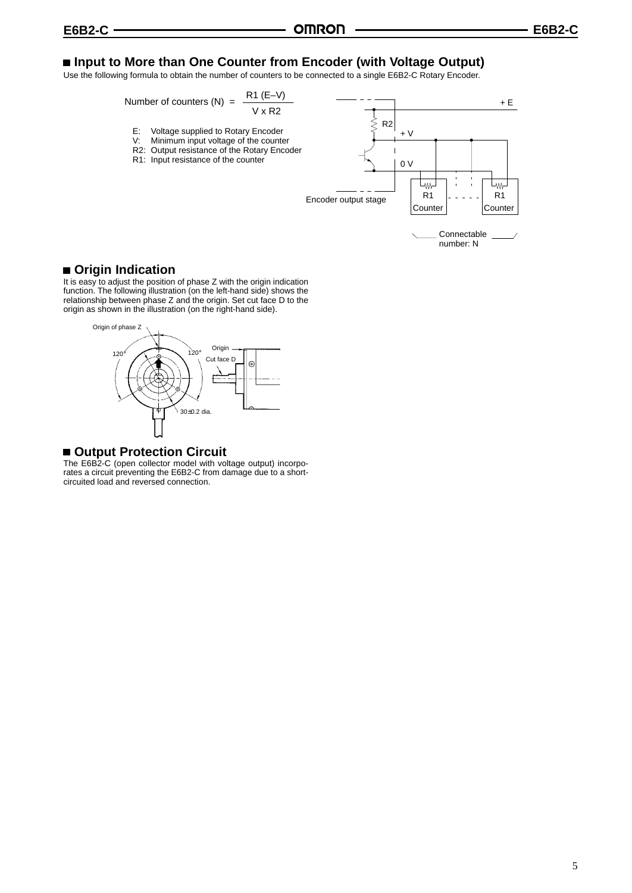## Input to More than One Counter from Encoder (with Voltage Output)

Use the following formula to obtain the number of counters to be connected to a single E6B2-C Rotary Encoder.

$$\text{Number of counters (N)} = \frac{R1\,(E-V)}{V \times R2}$$

- E: Voltage supplied to Rotary Encoder
- V: Minimum input voltage of the counter
- R2: Output resistance of the Rotary Encoder
- R1: Input resistance of the counter

+ E

R2

+ V

0 V

R1 Counter

R1 Counter

Encoder output stage

Connectable number: N

## Origin Indication

It is easy to adjust the position of phase Z with the origin indication function. The following illustration (on the left-hand side) shows the relationship between phase Z and the origin. Set cut face D to the origin as shown in the illustration (on the right-hand side).

Origin of phase Z

120°

120°

30±0.2 dia.

Origin

Cut face D

## Output Protection Circuit

The E6B2-C (open collector model with voltage output) incorporates a circuit preventing the E6B2-C from damage due to a short-circuited load and reversed connection.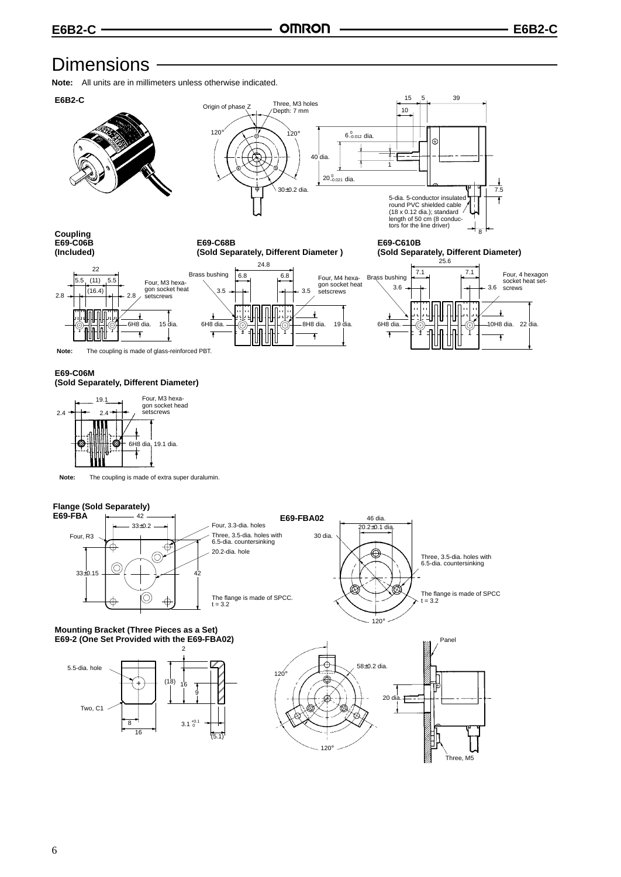# Dimensions

**Note:** All units are in millimeters unless otherwise indicated.

**E6B2-C**

Origin of phase Z

Three, M3 holes
Depth: 7 mm

120°

120°

40 dia.

30±0.2 dia.

$6^{\ 0}_{-0.012}$ dia.

$20^{\ 0}_{-0.021}$ dia.

15 5 39

10

1

7.5

8

5-dia. 5-conductor insulated round PVC shielded cable (18 x 0.12 dia.); standard length of 50 cm (8 conductors for the line driver)

**Coupling**
**E69-C06B**
**(Included)**

22

5.5 (11) 5.5

(16.4)

2.8 2.8

Four, M3 hexagon socket heat setscrews

6H8 dia. 15 dia.

**Note:** The coupling is made of glass-reinforced PBT.

**E69-C68B**
**(Sold Separately, Different Diameter )**

24.8

Brass bushing

6.8 6.8

3.5 3.5

Four, M4 hexagon socket heat setscrews

6H8 dia. 8H8 dia. 19 dia.

**E69-C610B**
**(Sold Separately, Different Diameter)**

25.6

Brass bushing

7.1 7.1

3.6 3.6

Four, 4 hexagon socket heat setscrews

6H8 dia. 10H8 dia. 22 dia.

**E69-C06M**
**(Sold Separately, Different Diameter)**

19.1

2.4 2.4

Four, M3 hexagon socket head setscrews

6H8 dia. 19.1 dia.

**Note:** The coupling is made of extra super duralumin.

**Flange (Sold Separately)**
**E69-FBA**

42

33±0.2

Four, R3

Four, 3.3-dia. holes

Three, 3.5-dia. holes with 6.5-dia. countersinking

20.2-dia. hole

33±0.15

42

The flange is made of SPCC.
t = 3.2

**E69-FBA02**

46 dia.

20.2±0.1 dia.

30 dia.

Three, 3.5-dia. holes with 6.5-dia. countersinking

The flange is made of SPCC
t = 3.2

120°

**Mounting Bracket (Three Pieces as a Set)**
**E69-2 (One Set Provided with the E69-FBA02)**

5.5-dia. hole

Two, C1

8

16

2

(18) 16

9

$3.1^{+0.1}_{\ 0}$

(5.1)

58±0.2 dia.

120°

120°

20 dia.

Panel

Three, M5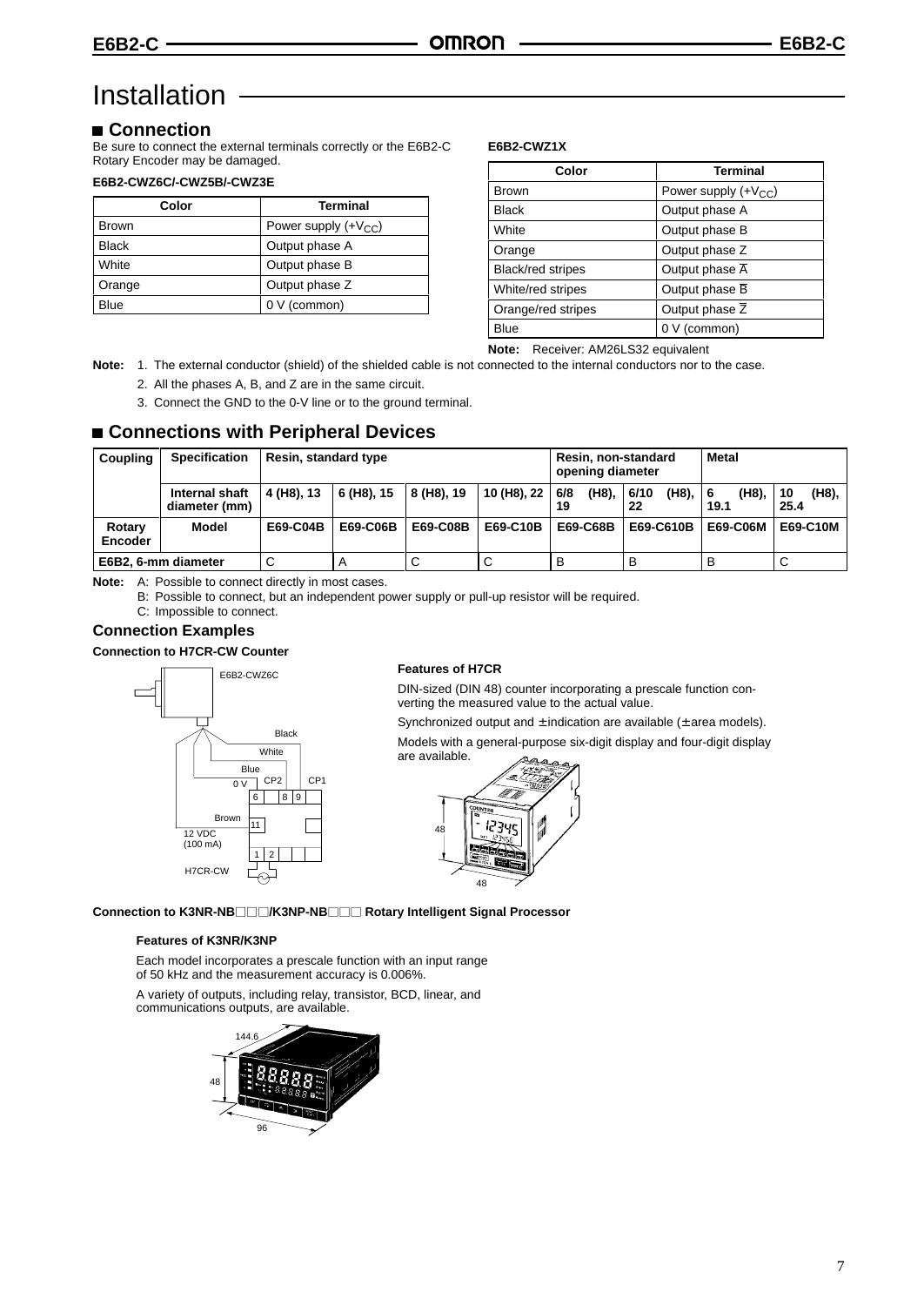# Installation

## Connection

Be sure to connect the external terminals correctly or the E6B2-C Rotary Encoder may be damaged.

**E6B2-CWZ6C/-CWZ5B/-CWZ3E**

| Color | Terminal |
|---|---|
| Brown | Power supply (+$V_{CC}$) |
| Black | Output phase A |
| White | Output phase B |
| Orange | Output phase Z |
| Blue | 0 V (common) |

**E6B2-CWZ1X**

| Color | Terminal |
|---|---|
| Brown | Power supply (+$V_{CC}$) |
| Black | Output phase A |
| White | Output phase B |
| Orange | Output phase Z |
| Black/red stripes | Output phase $\overline{A}$ |
| White/red stripes | Output phase $\overline{B}$ |
| Orange/red stripes | Output phase $\overline{Z}$ |
| Blue | 0 V (common) |

**Note:** Receiver: AM26LS32 equivalent

**Note:** 1. The external conductor (shield) of the shielded cable is not connected to the internal conductors nor to the case.

2. All the phases A, B, and Z are in the same circuit.

3. Connect the GND to the 0-V line or to the ground terminal.

## Connections with Peripheral Devices

| Coupling | Specification | Resin, standard type | | | | Resin, non-standard opening diameter | | Metal | |
|---|---|---|---|---|---|---|---|---|---|
| | Internal shaft diameter (mm) | 4 (H8), 13 | 6 (H8), 15 | 8 (H8), 19 | 10 (H8), 22 | 6/8 (H8), 19 | 6/10 (H8), 22 | 6 (H8), 19.1 | 10 (H8), 25.4 |
| Rotary Encoder | Model | E69-C04B | E69-C06B | E69-C08B | E69-C10B | E69-C68B | E69-C610B | E69-C06M | E69-C10M |
| E6B2, 6-mm diameter | | C | A | C | C | B | B | B | C |

**Note:** A: Possible to connect directly in most cases.

B: Possible to connect, but an independent power supply or pull-up resistor will be required.

C: Impossible to connect.

### Connection Examples

**Connection to H7CR-CW Counter**

E6B2-CWZ6C, Black, White, Blue, 0 V, CP2, CP1, 6, 8, 9, Brown, 11, 12 VDC (100 mA), 1, 2, H7CR-CW

**Features of H7CR**

DIN-sized (DIN 48) counter incorporating a prescale function converting the measured value to the actual value.

Synchronized output and ± indication are available (± area models).

Models with a general-purpose six-digit display and four-digit display are available.

**Connection to K3NR-NB□□□/K3NP-NB□□□ Rotary Intelligent Signal Processor**

**Features of K3NR/K3NP**

Each model incorporates a prescale function with an input range of 50 kHz and the measurement accuracy is 0.006%.

A variety of outputs, including relay, transistor, BCD, linear, and communications outputs, are available.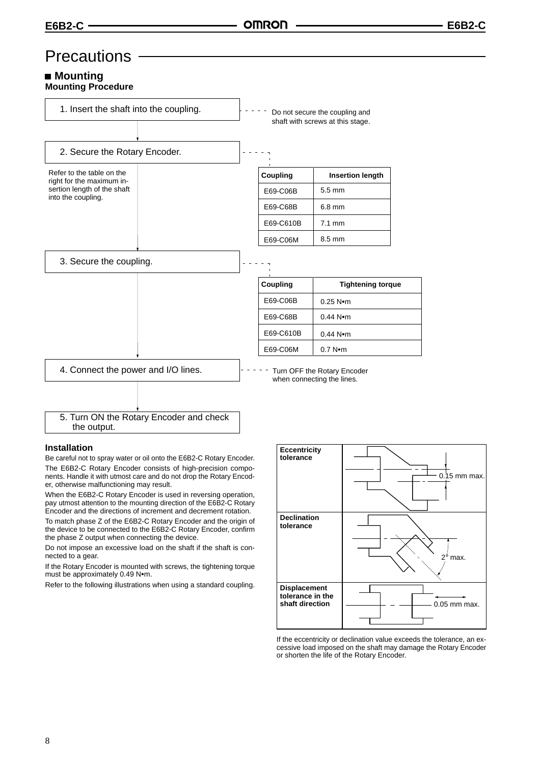# Precautions

## ■ Mounting

### Mounting Procedure

1. Insert the shaft into the coupling.
   - Do not secure the coupling and shaft with screws at this stage.

2. Secure the Rotary Encoder.
   - Refer to the table on the right for the maximum insertion length of the shaft into the coupling.

| Coupling | Insertion length |
|---|---|
| E69-C06B | 5.5 mm |
| E69-C68B | 6.8 mm |
| E69-C610B | 7.1 mm |
| E69-C06M | 8.5 mm |

3. Secure the coupling.

| Coupling | Tightening torque |
|---|---|
| E69-C06B | 0.25 N•m |
| E69-C68B | 0.44 N•m |
| E69-C610B | 0.44 N•m |
| E69-C06M | 0.7 N•m |

4. Connect the power and I/O lines.
   - Turn OFF the Rotary Encoder when connecting the lines.

5. Turn ON the Rotary Encoder and check the output.

### Installation

Be careful not to spray water or oil onto the E6B2-C Rotary Encoder.

The E6B2-C Rotary Encoder consists of high-precision components. Handle it with utmost care and do not drop the Rotary Encoder, otherwise malfunctioning may result.

When the E6B2-C Rotary Encoder is used in reversing operation, pay utmost attention to the mounting direction of the E6B2-C Rotary Encoder and the directions of increment and decrement rotation.

To match phase Z of the E6B2-C Rotary Encoder and the origin of the device to be connected to the E6B2-C Rotary Encoder, confirm the phase Z output when connecting the device.

Do not impose an excessive load on the shaft if the shaft is connected to a gear.

If the Rotary Encoder is mounted with screws, the tightening torque must be approximately 0.49 N•m.

Refer to the following illustrations when using a standard coupling.

| Item | Tolerance |
|---|---|
| Eccentricity tolerance | 0.15 mm max. |
| Declination tolerance | 2° max. |
| Displacement tolerance in the shaft direction | 0.05 mm max. |

If the eccentricity or declination value exceeds the tolerance, an excessive load imposed on the shaft may damage the Rotary Encoder or shorten the life of the Rotary Encoder.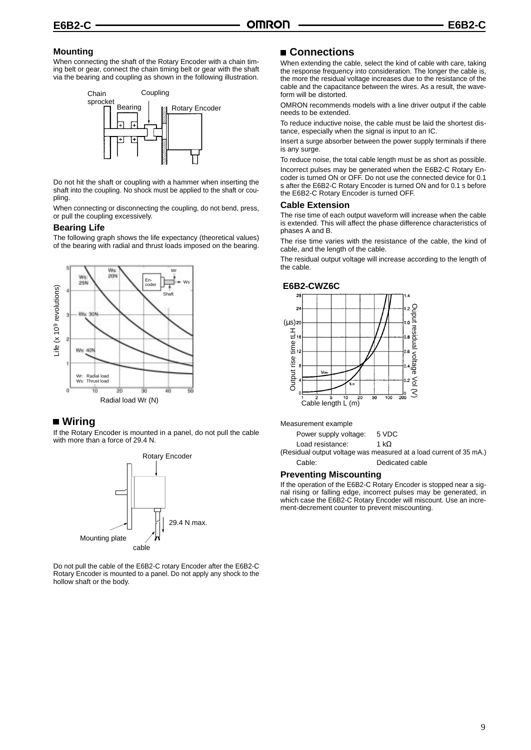### Mounting

When connecting the shaft of the Rotary Encoder with a chain timing belt or gear, connect the chain timing belt or gear with the shaft via the bearing and coupling as shown in the following illustration.

Chain sprocket Coupling Bearing Rotary Encoder

Do not hit the shaft or coupling with a hammer when inserting the shaft into the coupling. No shock must be applied to the shaft or coupling.

When connecting or disconnecting the coupling, do not bend, press, or pull the coupling excessively.

### Bearing Life

The following graph shows the life expectancy (theoretical values) of the bearing with radial and thrust loads imposed on the bearing.

Life (x $10^9$ revolutions)

Radial load Wr (N)

Wr: Radial load
Ws: Thrust load

## ■ Wiring

If the Rotary Encoder is mounted in a panel, do not pull the cable with more than a force of 29.4 N.

Rotary Encoder

29.4 N max.

Mounting plate

cable

Do not pull the cable of the E6B2-C rotary Encoder after the E6B2-C Rotary Encoder is mounted to a panel. Do not apply any shock to the hollow shaft or the body.

## ■ Connections

When extending the cable, select the kind of cable with care, taking the response frequency into consideration. The longer the cable is, the more the residual voltage increases due to the resistance of the cable and the capacitance between the wires. As a result, the waveform will be distorted.

OMRON recommends models with a line driver output if the cable needs to be extended.

To reduce inductive noise, the cable must be laid the shortest distance, especially when the signal is input to an IC.

Insert a surge absorber between the power supply terminals if there is any surge.

To reduce noise, the total cable length must be as short as possible.

Incorrect pulses may be generated when the E6B2-C Rotary Encoder is turned ON or OFF. Do not use the connected device for 0.1 s after the E6B2-C Rotary Encoder is turned ON and for 0.1 s before the E6B2-C Rotary Encoder is turned OFF.

### Cable Extension

The rise time of each output waveform will increase when the cable is extended. This will affect the phase difference characteristics of phases A and B.

The rise time varies with the resistance of the cable, the kind of cable, and the length of the cable.

The residual output voltage will increase according to the length of the cable.

**E6B2-CWZ6C**

Output rise time tLH (μs)

Ouput residual voltage Vol (V)

Cable length L (m)

Measurement example

| | |
|---|---|
| Power supply voltage: | 5 VDC |
| Load resistance: | 1 kΩ |

(Residual output voltage was measured at a load current of 35 mA.)

| | |
|---|---|
| Cable: | Dedicated cable |

### Preventing Miscounting

If the operation of the E6B2-C Rotary Encoder is stopped near a signal rising or falling edge, incorrect pulses may be generated, in which case the E6B2-C Rotary Encoder will miscount. Use an increment-decrement counter to prevent miscounting.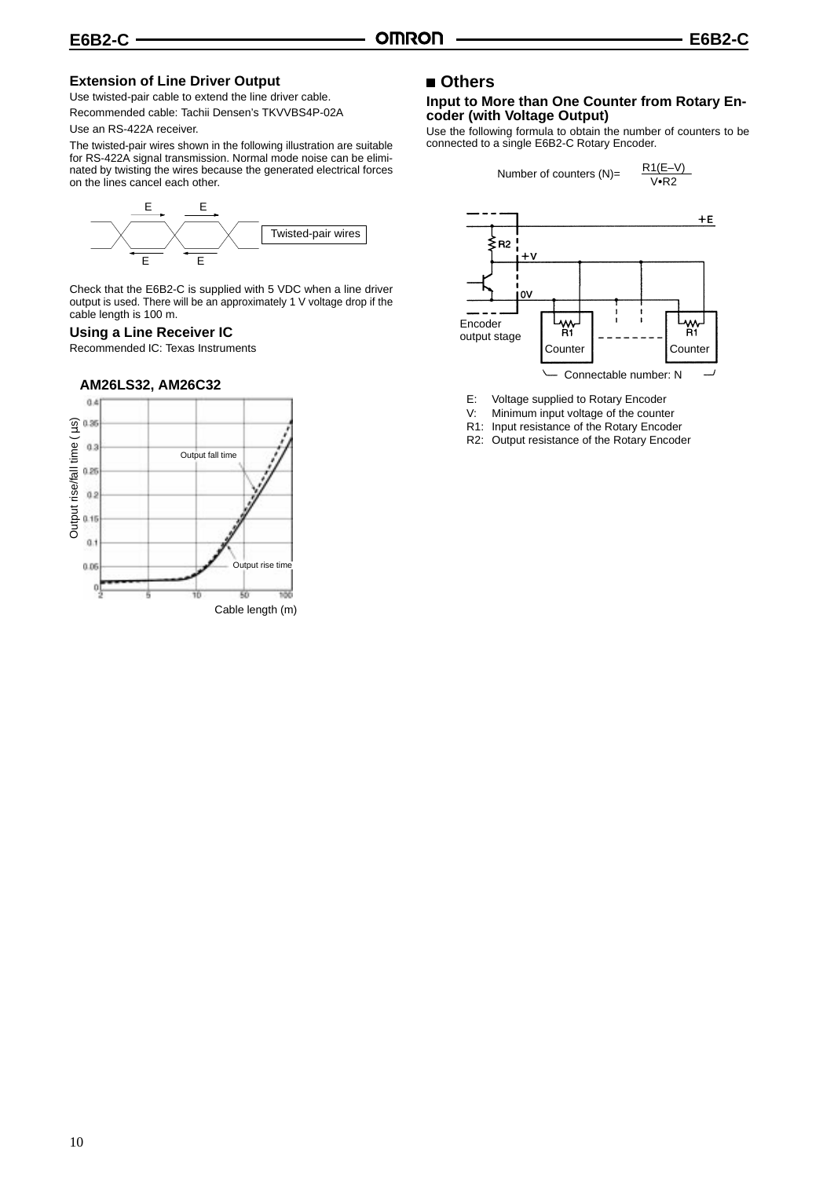### Extension of Line Driver Output

Use twisted-pair cable to extend the line driver cable.

Recommended cable: Tachii Densen's TKVVBS4P-02A

Use an RS-422A receiver.

The twisted-pair wires shown in the following illustration are suitable for RS-422A signal transmission. Normal mode noise can be eliminated by twisting the wires because the generated electrical forces on the lines cancel each other.

Twisted-pair wires

Check that the E6B2-C is supplied with 5 VDC when a line driver output is used. There will be an approximately 1 V voltage drop if the cable length is 100 m.

### Using a Line Receiver IC

Recommended IC: Texas Instruments

**AM26LS32, AM26C32**

Output rise/fall time (μs)

Output fall time

Output rise time

Cable length (m)

## Others

### Input to More than One Counter from Rotary Encoder (with Voltage Output)

Use the following formula to obtain the number of counters to be connected to a single E6B2-C Rotary Encoder.

$$\text{Number of counters (N)} = \frac{R1(E-V)}{V \cdot R2}$$

Encoder output stage

Counter

Connectable number: N

E: Voltage supplied to Rotary Encoder
V: Minimum input voltage of the counter
R1: Input resistance of the Rotary Encoder
R2: Output resistance of the Rotary Encoder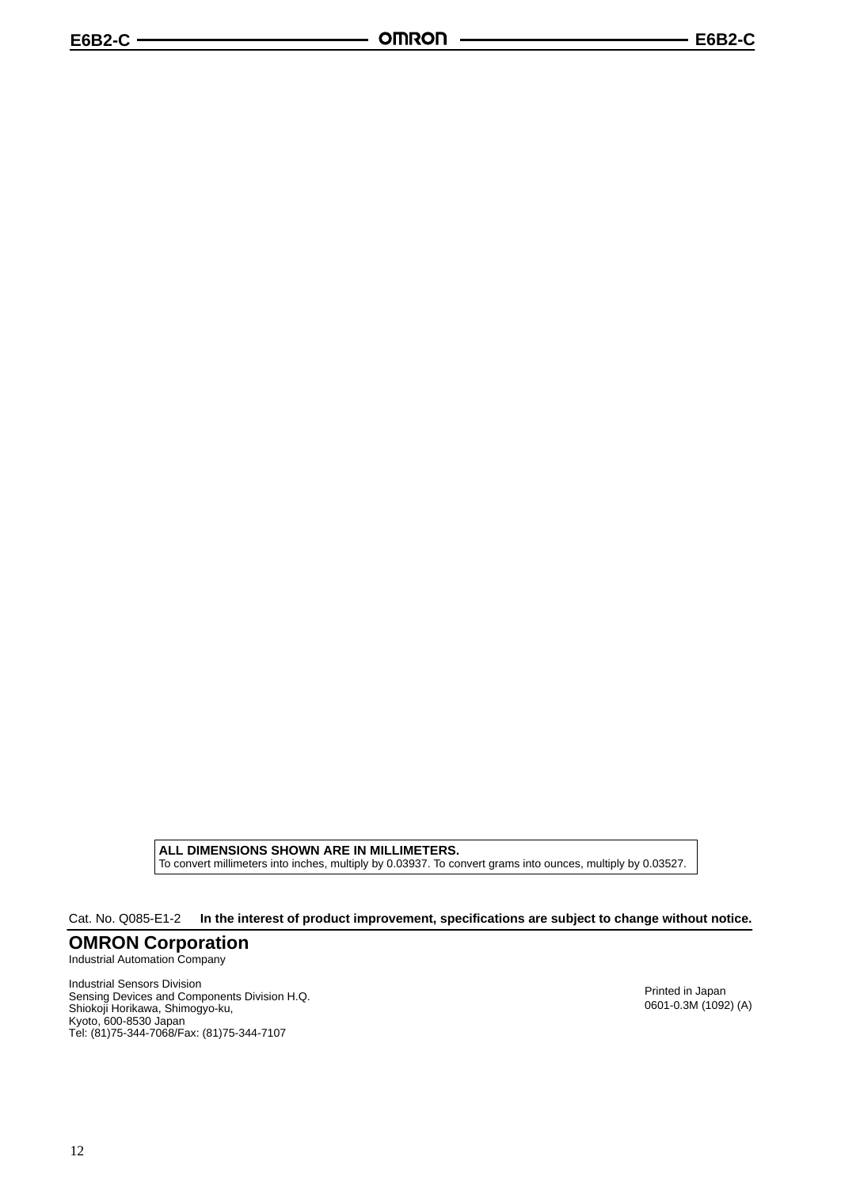**ALL DIMENSIONS SHOWN ARE IN MILLIMETERS.**
To convert millimeters into inches, multiply by 0.03937. To convert grams into ounces, multiply by 0.03527.

Cat. No. Q085-E1-2 **In the interest of product improvement, specifications are subject to change without notice.**

## OMRON Corporation

Industrial Automation Company

Industrial Sensors Division
Sensing Devices and Components Division H.Q.
Shiokoji Horikawa, Shimogyo-ku,
Kyoto, 600-8530 Japan
Tel: (81)75-344-7068/Fax: (81)75-344-7107

Printed in Japan
0601-0.3M (1092) (A)